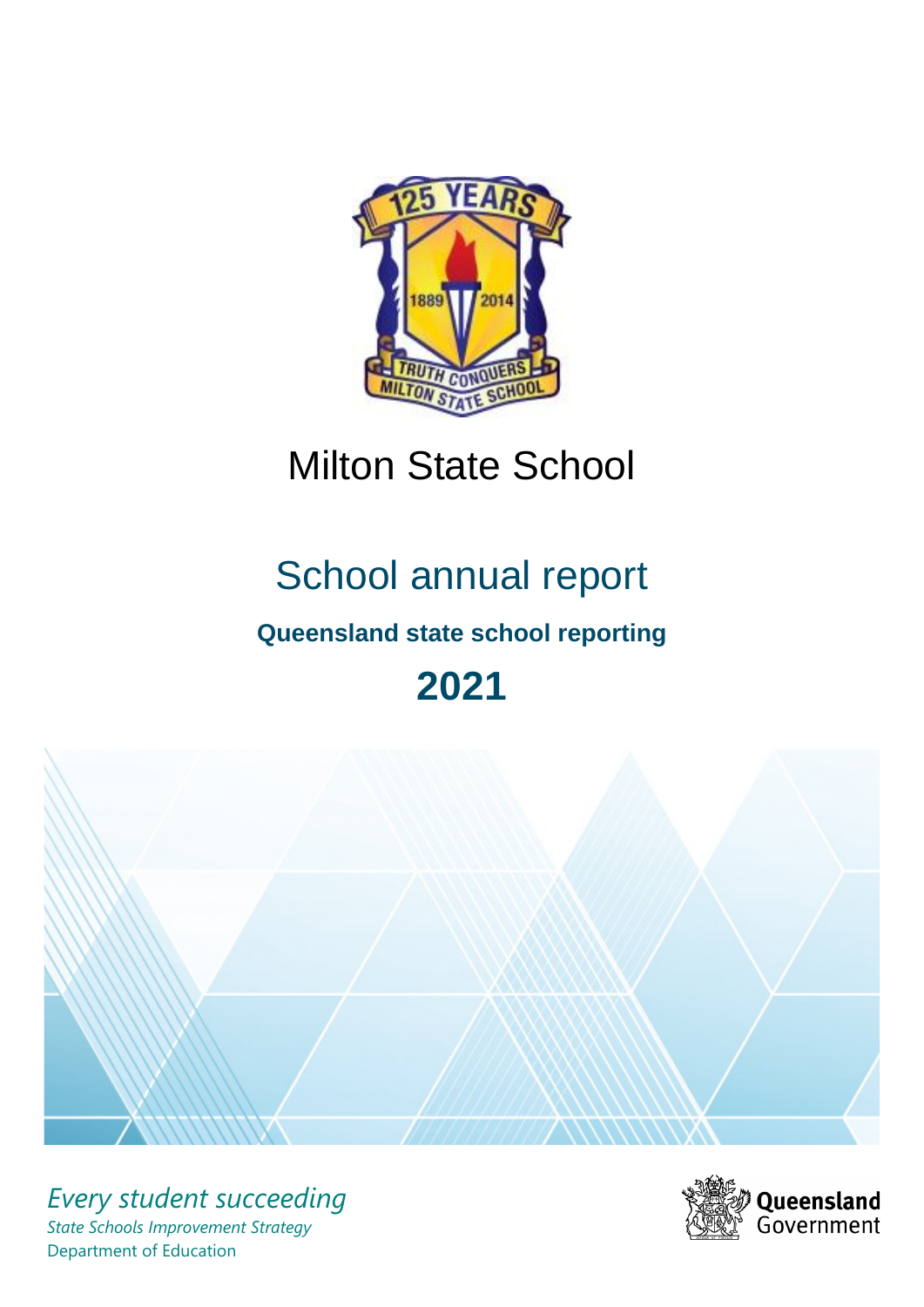# Milton State School

## School annual report

### Queensland state school reporting

## 2021

*Every student succeeding*

*State Schools Improvement Strategy*

Department of Education

Queensland Government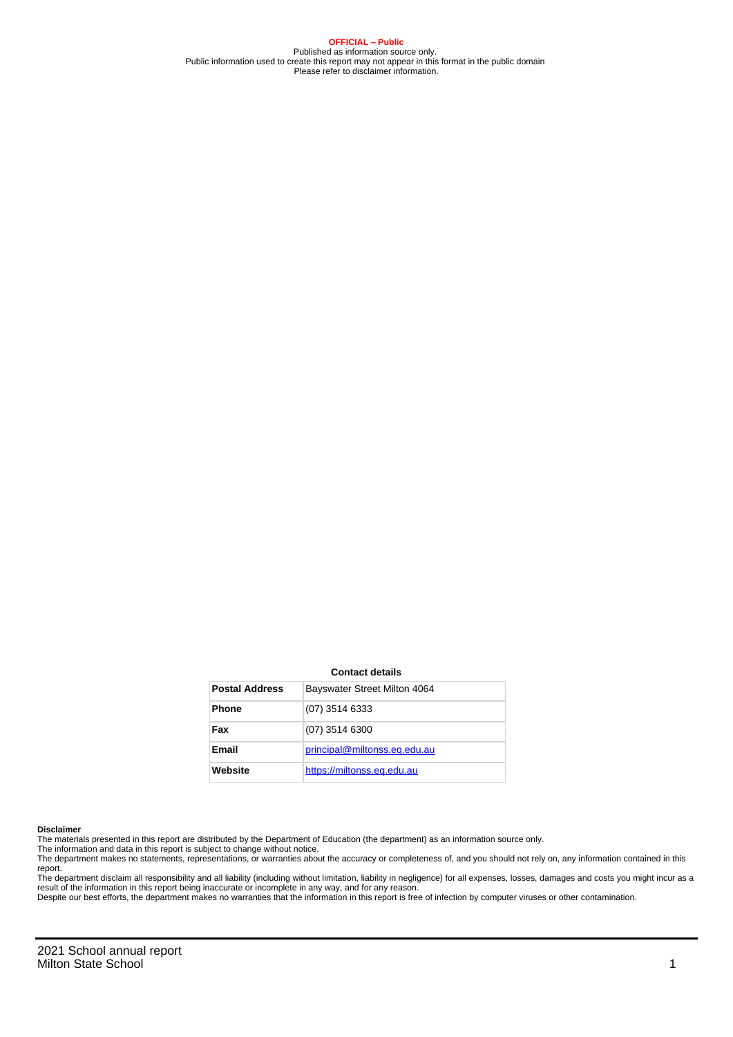**OFFICIAL – Public**
Published as information source only.
Public information used to create this report may not appear in this format in the public domain
Please refer to disclaimer information.

**Contact details**

| | |
|---|---|
| **Postal Address** | Bayswater Street Milton 4064 |
| **Phone** | (07) 3514 6333 |
| **Fax** | (07) 3514 6300 |
| **Email** | principal@miltonss.eq.edu.au |
| **Website** | https://miltonss.eq.edu.au |

**Disclaimer**

The materials presented in this report are distributed by the Department of Education (the department) as an information source only.
The information and data in this report is subject to change without notice.
The department makes no statements, representations, or warranties about the accuracy or completeness of, and you should not rely on, any information contained in this report.
The department disclaim all responsibility and all liability (including without limitation, liability in negligence) for all expenses, losses, damages and costs you might incur as a result of the information in this report being inaccurate or incomplete in any way, and for any reason.
Despite our best efforts, the department makes no warranties that the information in this report is free of infection by computer viruses or other contamination.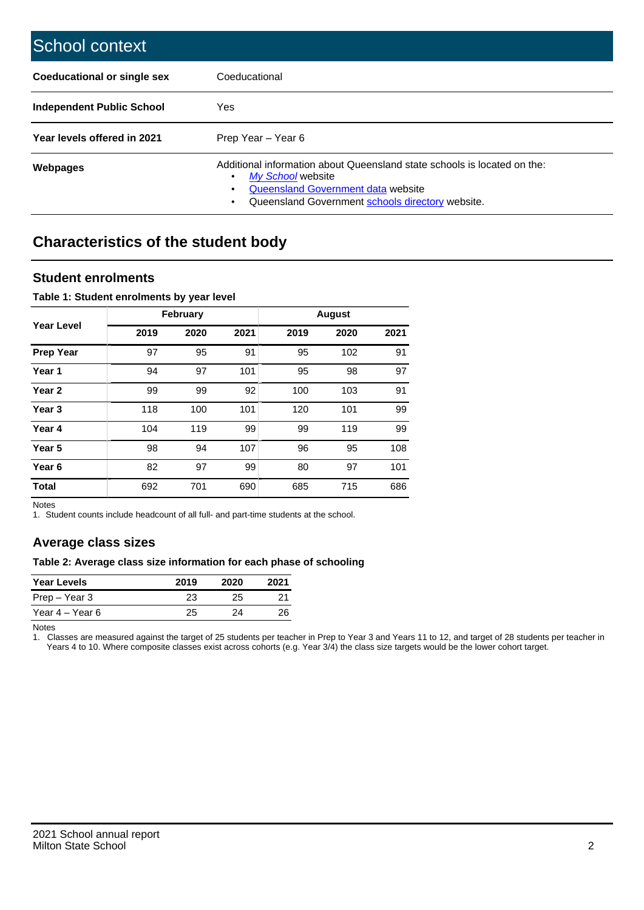# School context

| | |
|---|---|
| **Coeducational or single sex** | Coeducational |
| **Independent Public School** | Yes |
| **Year levels offered in 2021** | Prep Year – Year 6 |
| **Webpages** | Additional information about Queensland state schools is located on the: <br>• *My School* website <br>• Queensland Government data website <br>• Queensland Government schools directory website. |

## Characteristics of the student body

### Student enrolments

**Table 1: Student enrolments by year level**

| Year Level | February | | | August | | |
|---|---|---|---|---|---|---|
| | **2019** | **2020** | **2021** | **2019** | **2020** | **2021** |
| **Prep Year** | 97 | 95 | 91 | 95 | 102 | 91 |
| **Year 1** | 94 | 97 | 101 | 95 | 98 | 97 |
| **Year 2** | 99 | 99 | 92 | 100 | 103 | 91 |
| **Year 3** | 118 | 100 | 101 | 120 | 101 | 99 |
| **Year 4** | 104 | 119 | 99 | 99 | 119 | 99 |
| **Year 5** | 98 | 94 | 107 | 96 | 95 | 108 |
| **Year 6** | 82 | 97 | 99 | 80 | 97 | 101 |
| **Total** | 692 | 701 | 690 | 685 | 715 | 686 |

Notes
1. Student counts include headcount of all full- and part-time students at the school.

### Average class sizes

**Table 2: Average class size information for each phase of schooling**

| Year Levels | 2019 | 2020 | 2021 |
|---|---|---|---|
| Prep – Year 3 | 23 | 25 | 21 |
| Year 4 – Year 6 | 25 | 24 | 26 |

Notes
1. Classes are measured against the target of 25 students per teacher in Prep to Year 3 and Years 11 to 12, and target of 28 students per teacher in Years 4 to 10. Where composite classes exist across cohorts (e.g. Year 3/4) the class size targets would be the lower cohort target.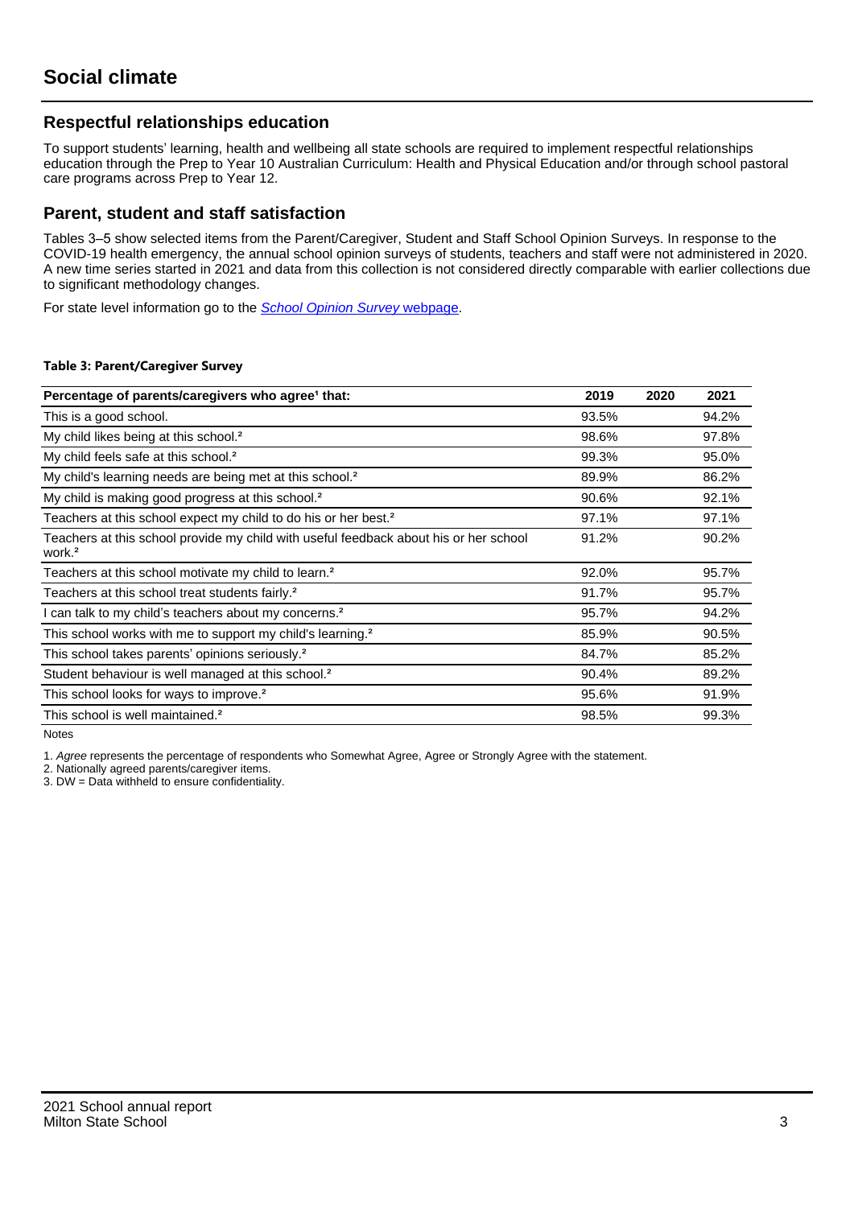# Social climate

## Respectful relationships education

To support students' learning, health and wellbeing all state schools are required to implement respectful relationships education through the Prep to Year 10 Australian Curriculum: Health and Physical Education and/or through school pastoral care programs across Prep to Year 12.

## Parent, student and staff satisfaction

Tables 3–5 show selected items from the Parent/Caregiver, Student and Staff School Opinion Surveys. In response to the COVID-19 health emergency, the annual school opinion surveys of students, teachers and staff were not administered in 2020. A new time series started in 2021 and data from this collection is not considered directly comparable with earlier collections due to significant methodology changes.

For state level information go to the *School Opinion Survey* webpage.

**Table 3: Parent/Caregiver Survey**

| Percentage of parents/caregivers who agree[1] that: | 2019 | 2020 | 2021 |
|---|---|---|---|
| This is a good school. | 93.5% | | 94.2% |
| My child likes being at this school.[2] | 98.6% | | 97.8% |
| My child feels safe at this school.[2] | 99.3% | | 95.0% |
| My child's learning needs are being met at this school.[2] | 89.9% | | 86.2% |
| My child is making good progress at this school.[2] | 90.6% | | 92.1% |
| Teachers at this school expect my child to do his or her best.[2] | 97.1% | | 97.1% |
| Teachers at this school provide my child with useful feedback about his or her school work.[2] | 91.2% | | 90.2% |
| Teachers at this school motivate my child to learn.[2] | 92.0% | | 95.7% |
| Teachers at this school treat students fairly.[2] | 91.7% | | 95.7% |
| I can talk to my child's teachers about my concerns.[2] | 95.7% | | 94.2% |
| This school works with me to support my child's learning.[2] | 85.9% | | 90.5% |
| This school takes parents' opinions seriously.[2] | 84.7% | | 85.2% |
| Student behaviour is well managed at this school.[2] | 90.4% | | 89.2% |
| This school looks for ways to improve.[2] | 95.6% | | 91.9% |
| This school is well maintained.[2] | 98.5% | | 99.3% |

Notes

1. *Agree* represents the percentage of respondents who Somewhat Agree, Agree or Strongly Agree with the statement.
2. Nationally agreed parents/caregiver items.
3. DW = Data withheld to ensure confidentiality.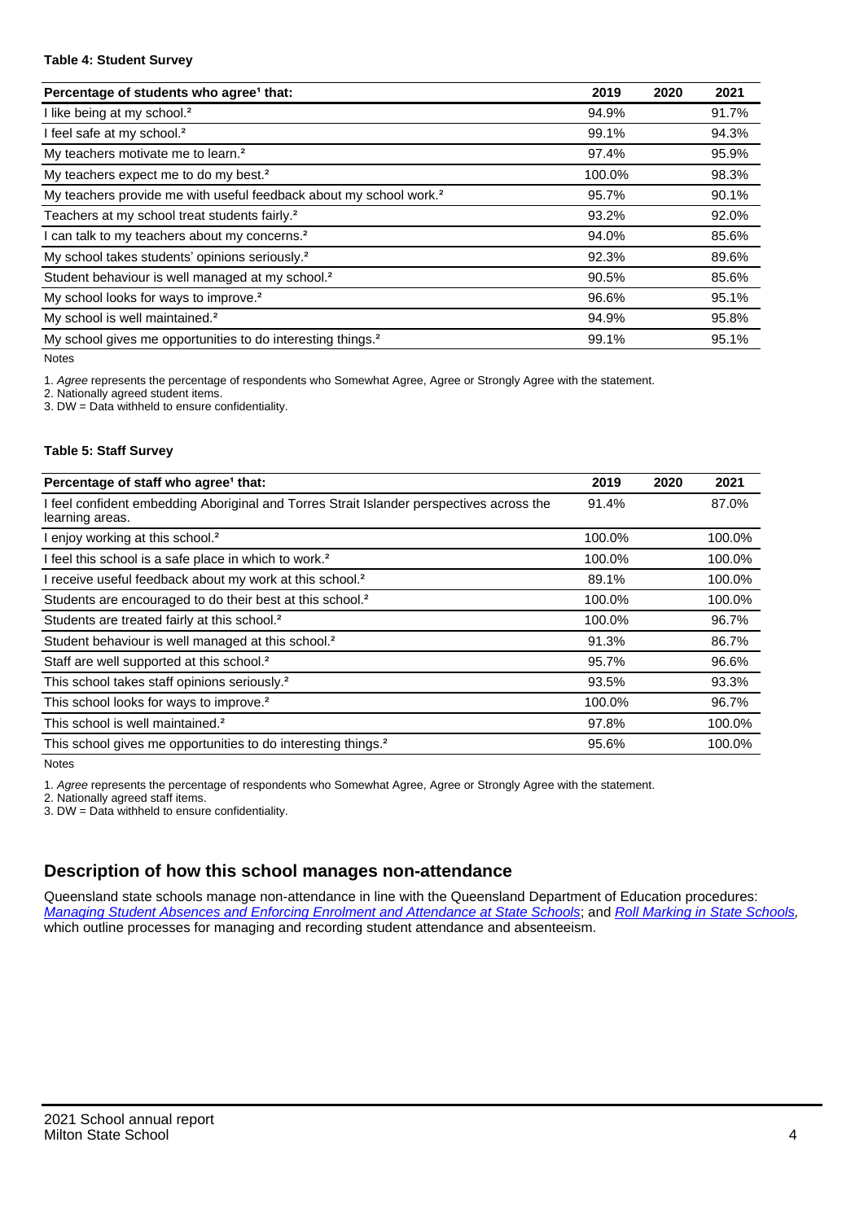**Table 4: Student Survey**

| Percentage of students who agree[1] that: | 2019 | 2020 | 2021 |
|---|---|---|---|
| I like being at my school.[2] | 94.9% | | 91.7% |
| I feel safe at my school.[2] | 99.1% | | 94.3% |
| My teachers motivate me to learn.[2] | 97.4% | | 95.9% |
| My teachers expect me to do my best.[2] | 100.0% | | 98.3% |
| My teachers provide me with useful feedback about my school work.[2] | 95.7% | | 90.1% |
| Teachers at my school treat students fairly.[2] | 93.2% | | 92.0% |
| I can talk to my teachers about my concerns.[2] | 94.0% | | 85.6% |
| My school takes students' opinions seriously.[2] | 92.3% | | 89.6% |
| Student behaviour is well managed at my school.[2] | 90.5% | | 85.6% |
| My school looks for ways to improve.[2] | 96.6% | | 95.1% |
| My school is well maintained.[2] | 94.9% | | 95.8% |
| My school gives me opportunities to do interesting things.[2] | 99.1% | | 95.1% |

Notes

1. *Agree* represents the percentage of respondents who Somewhat Agree, Agree or Strongly Agree with the statement.
2. Nationally agreed student items.
3. DW = Data withheld to ensure confidentiality.

**Table 5: Staff Survey**

| Percentage of staff who agree[1] that: | 2019 | 2020 | 2021 |
|---|---|---|---|
| I feel confident embedding Aboriginal and Torres Strait Islander perspectives across the learning areas. | 91.4% | | 87.0% |
| I enjoy working at this school.[2] | 100.0% | | 100.0% |
| I feel this school is a safe place in which to work.[2] | 100.0% | | 100.0% |
| I receive useful feedback about my work at this school.[2] | 89.1% | | 100.0% |
| Students are encouraged to do their best at this school.[2] | 100.0% | | 100.0% |
| Students are treated fairly at this school.[2] | 100.0% | | 96.7% |
| Student behaviour is well managed at this school.[2] | 91.3% | | 86.7% |
| Staff are well supported at this school.[2] | 95.7% | | 96.6% |
| This school takes staff opinions seriously.[2] | 93.5% | | 93.3% |
| This school looks for ways to improve.[2] | 100.0% | | 96.7% |
| This school is well maintained.[2] | 97.8% | | 100.0% |
| This school gives me opportunities to do interesting things.[2] | 95.6% | | 100.0% |

Notes

1. *Agree* represents the percentage of respondents who Somewhat Agree, Agree or Strongly Agree with the statement.
2. Nationally agreed staff items.
3. DW = Data withheld to ensure confidentiality.

## Description of how this school manages non-attendance

Queensland state schools manage non-attendance in line with the Queensland Department of Education procedures: *Managing Student Absences and Enforcing Enrolment and Attendance at State Schools*; and *Roll Marking in State Schools,* which outline processes for managing and recording student attendance and absenteeism.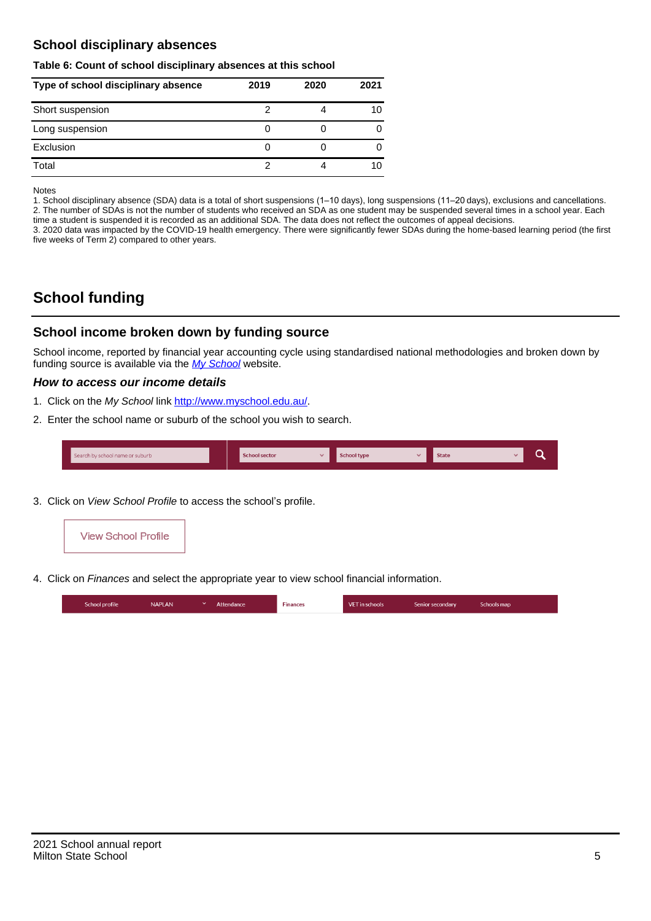## School disciplinary absences

**Table 6: Count of school disciplinary absences at this school**

| Type of school disciplinary absence | 2019 | 2020 | 2021 |
|---|---|---|---|
| Short suspension | 2 | 4 | 10 |
| Long suspension | 0 | 0 | 0 |
| Exclusion | 0 | 0 | 0 |
| Total | 2 | 4 | 10 |

Notes
1. School disciplinary absence (SDA) data is a total of short suspensions (1–10 days), long suspensions (11–20 days), exclusions and cancellations.
2. The number of SDAs is not the number of students who received an SDA as one student may be suspended several times in a school year. Each time a student is suspended it is recorded as an additional SDA. The data does not reflect the outcomes of appeal decisions.
3. 2020 data was impacted by the COVID-19 health emergency. There were significantly fewer SDAs during the home-based learning period (the first five weeks of Term 2) compared to other years.

# School funding

## School income broken down by funding source

School income, reported by financial year accounting cycle using standardised national methodologies and broken down by funding source is available via the *My School* website.

### *How to access our income details*

1. Click on the *My School* link http://www.myschool.edu.au/.
2. Enter the school name or suburb of the school you wish to search.

Search by school name or suburb | School sector | School type | State

3. Click on *View School Profile* to access the school's profile.

View School Profile

4. Click on *Finances* and select the appropriate year to view school financial information.

School profile | NAPLAN | Attendance | Finances | VET in schools | Senior secondary | Schools map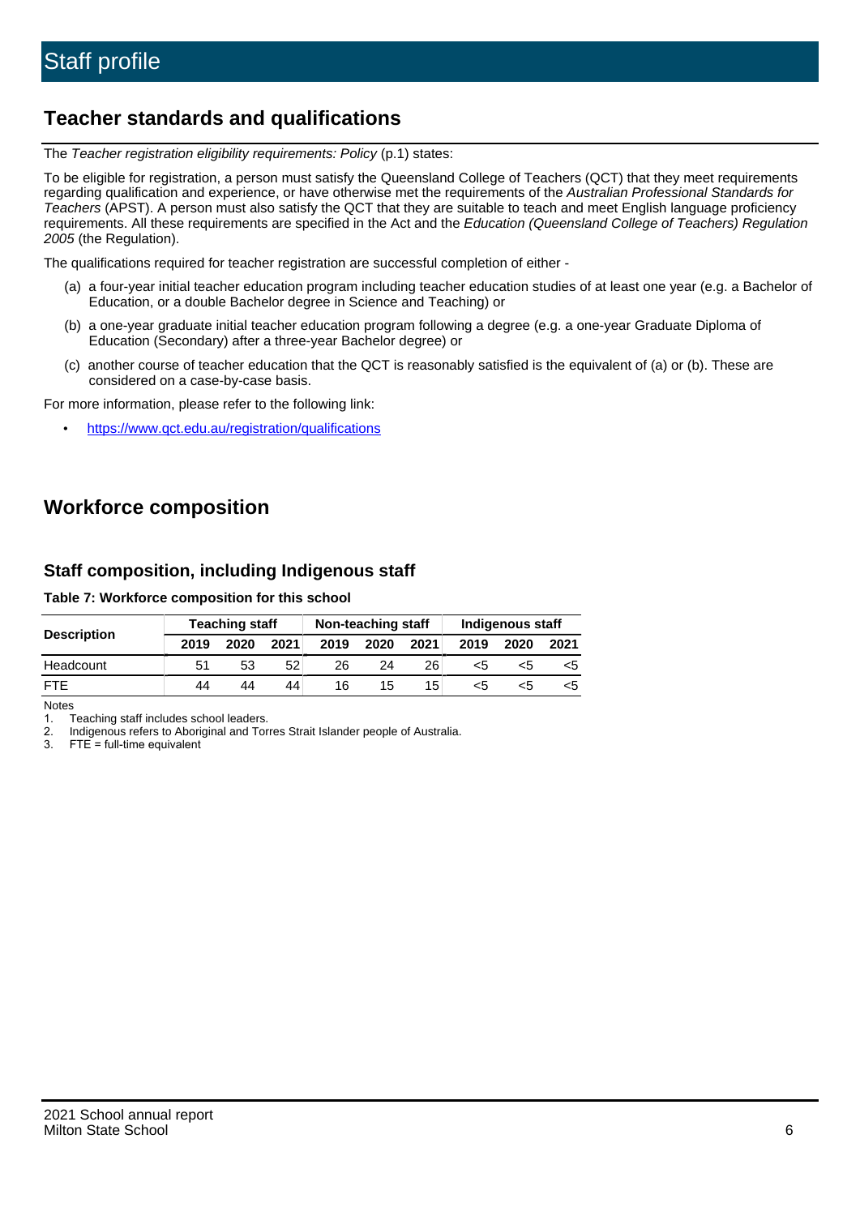# Staff profile

## Teacher standards and qualifications

The *Teacher registration eligibility requirements: Policy* (p.1) states:

To be eligible for registration, a person must satisfy the Queensland College of Teachers (QCT) that they meet requirements regarding qualification and experience, or have otherwise met the requirements of the *Australian Professional Standards for Teachers* (APST). A person must also satisfy the QCT that they are suitable to teach and meet English language proficiency requirements. All these requirements are specified in the Act and the *Education (Queensland College of Teachers) Regulation 2005* (the Regulation).

The qualifications required for teacher registration are successful completion of either -

(a) a four-year initial teacher education program including teacher education studies of at least one year (e.g. a Bachelor of Education, or a double Bachelor degree in Science and Teaching) or

(b) a one-year graduate initial teacher education program following a degree (e.g. a one-year Graduate Diploma of Education (Secondary) after a three-year Bachelor degree) or

(c) another course of teacher education that the QCT is reasonably satisfied is the equivalent of (a) or (b). These are considered on a case-by-case basis.

For more information, please refer to the following link:

- https://www.qct.edu.au/registration/qualifications

## Workforce composition

### Staff composition, including Indigenous staff

**Table 7: Workforce composition for this school**

| Description | Teaching staff | | | Non-teaching staff | | | Indigenous staff | | |
|---|---|---|---|---|---|---|---|---|---|
| | 2019 | 2020 | 2021 | 2019 | 2020 | 2021 | 2019 | 2020 | 2021 |
| Headcount | 51 | 53 | 52 | 26 | 24 | 26 | <5 | <5 | <5 |
| FTE | 44 | 44 | 44 | 16 | 15 | 15 | <5 | <5 | <5 |

Notes

1. Teaching staff includes school leaders.
2. Indigenous refers to Aboriginal and Torres Strait Islander people of Australia.
3. FTE = full-time equivalent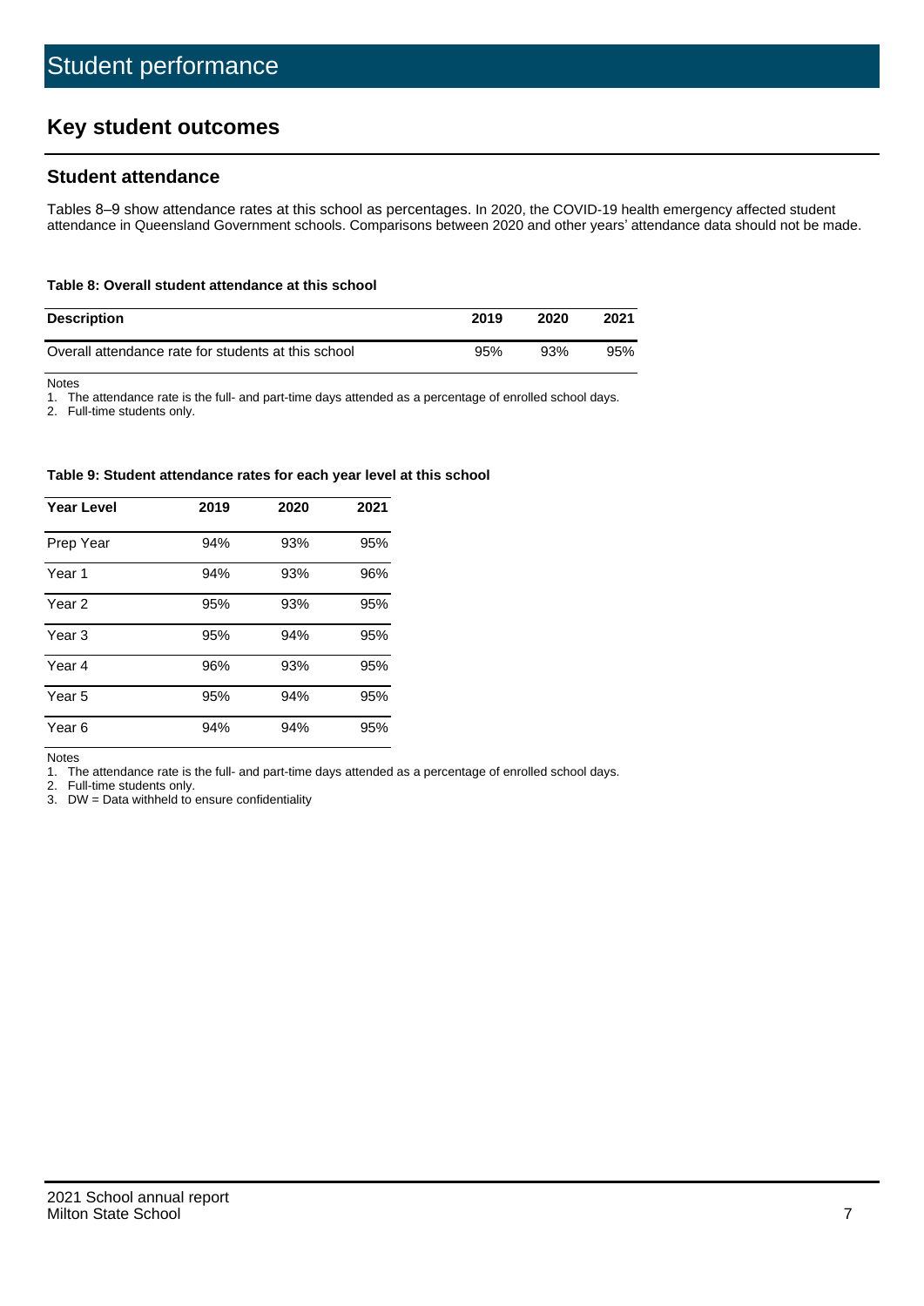# Student performance

## Key student outcomes

### Student attendance

Tables 8–9 show attendance rates at this school as percentages. In 2020, the COVID-19 health emergency affected student attendance in Queensland Government schools. Comparisons between 2020 and other years' attendance data should not be made.

#### Table 8: Overall student attendance at this school

| Description | 2019 | 2020 | 2021 |
|---|---|---|---|
| Overall attendance rate for students at this school | 95% | 93% | 95% |

Notes

1. The attendance rate is the full- and part-time days attended as a percentage of enrolled school days.
2. Full-time students only.

#### Table 9: Student attendance rates for each year level at this school

| Year Level | 2019 | 2020 | 2021 |
|---|---|---|---|
| Prep Year | 94% | 93% | 95% |
| Year 1 | 94% | 93% | 96% |
| Year 2 | 95% | 93% | 95% |
| Year 3 | 95% | 94% | 95% |
| Year 4 | 96% | 93% | 95% |
| Year 5 | 95% | 94% | 95% |
| Year 6 | 94% | 94% | 95% |

Notes

1. The attendance rate is the full- and part-time days attended as a percentage of enrolled school days.
2. Full-time students only.
3. DW = Data withheld to ensure confidentiality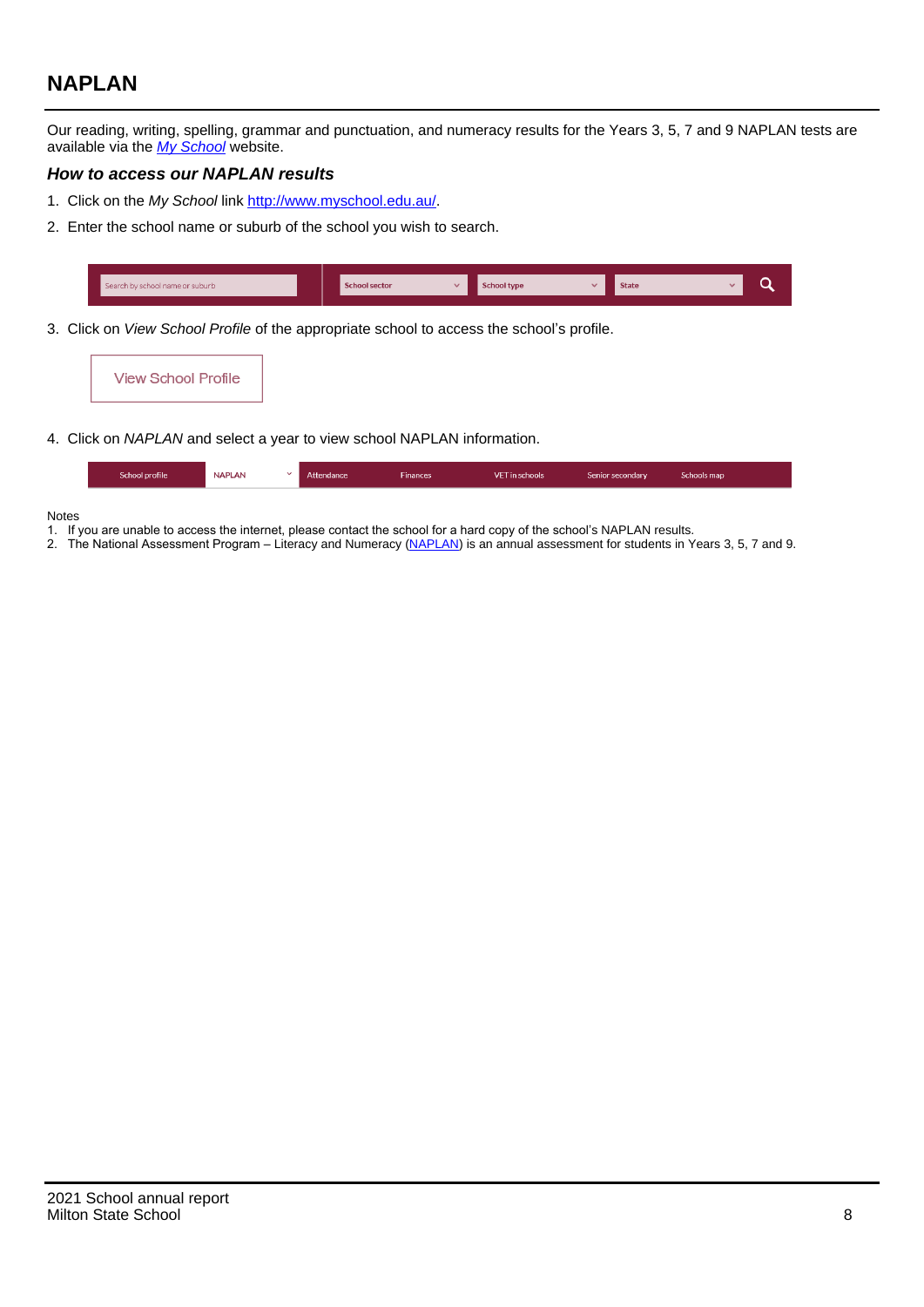## NAPLAN

Our reading, writing, spelling, grammar and punctuation, and numeracy results for the Years 3, 5, 7 and 9 NAPLAN tests are available via the *My School* website.

### *How to access our NAPLAN results*

1. Click on the *My School* link http://www.myschool.edu.au/.
2. Enter the school name or suburb of the school you wish to search.

Search by school name or suburb | School sector | School type | State

3. Click on *View School Profile* of the appropriate school to access the school's profile.

View School Profile

4. Click on *NAPLAN* and select a year to view school NAPLAN information.

School profile | NAPLAN | Attendance | Finances | VET in schools | Senior secondary | Schools map

Notes

1. If you are unable to access the internet, please contact the school for a hard copy of the school's NAPLAN results.
2. The National Assessment Program – Literacy and Numeracy (NAPLAN) is an annual assessment for students in Years 3, 5, 7 and 9.